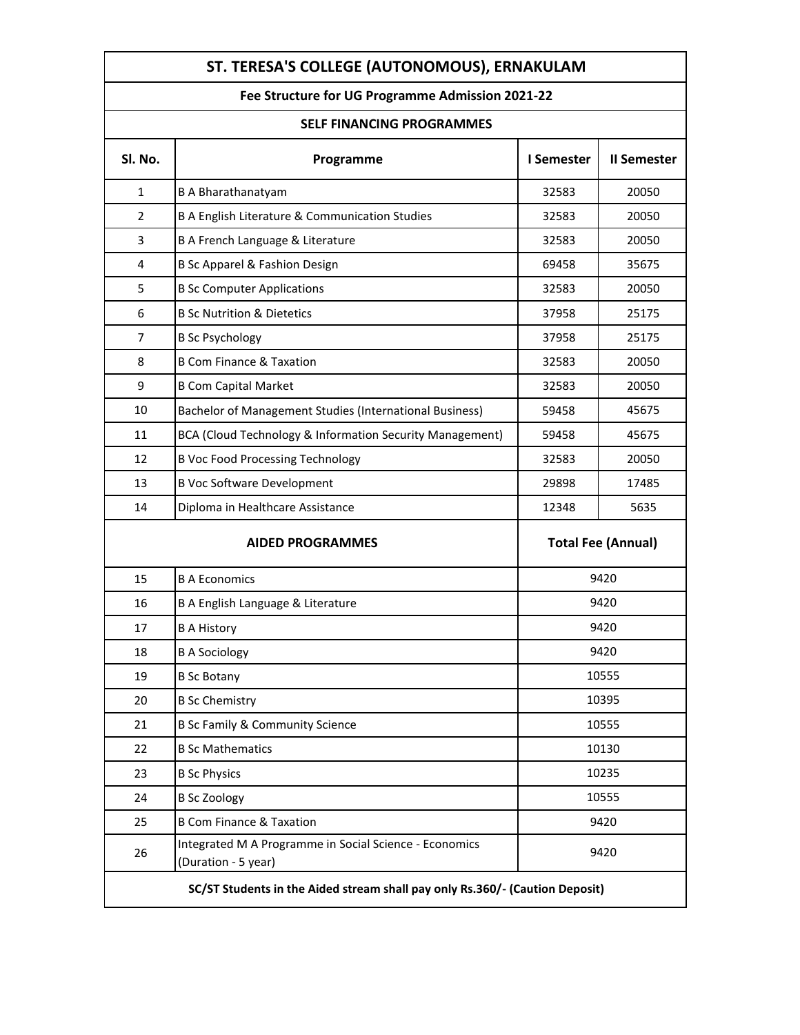# ST. TERESA'S COLLEGE (AUTONOMOUS), ERNAKULAM

## Fee Structure for UG Programme Admission 2021-22

### SELF FINANCING PROGRAMMES

| Sl. No. | Programme | I Semester | II Semester |
|---|---|---|---|
| 1 | B A Bharathanatyam | 32583 | 20050 |
| 2 | B A English Literature & Communication Studies | 32583 | 20050 |
| 3 | B A French Language & Literature | 32583 | 20050 |
| 4 | B Sc Apparel & Fashion Design | 69458 | 35675 |
| 5 | B Sc Computer Applications | 32583 | 20050 |
| 6 | B Sc Nutrition & Dietetics | 37958 | 25175 |
| 7 | B Sc Psychology | 37958 | 25175 |
| 8 | B Com Finance & Taxation | 32583 | 20050 |
| 9 | B Com Capital Market | 32583 | 20050 |
| 10 | Bachelor of Management Studies (International Business) | 59458 | 45675 |
| 11 | BCA (Cloud Technology & Information Security Management) | 59458 | 45675 |
| 12 | B Voc Food Processing Technology | 32583 | 20050 |
| 13 | B Voc Software Development | 29898 | 17485 |
| 14 | Diploma in Healthcare Assistance | 12348 | 5635 |

| Sl. No. | AIDED PROGRAMMES | Total Fee (Annual) |
|---|---|---|
| 15 | B A Economics | 9420 |
| 16 | B A English Language & Literature | 9420 |
| 17 | B A History | 9420 |
| 18 | B A Sociology | 9420 |
| 19 | B Sc Botany | 10555 |
| 20 | B Sc Chemistry | 10395 |
| 21 | B Sc Family & Community Science | 10555 |
| 22 | B Sc Mathematics | 10130 |
| 23 | B Sc Physics | 10235 |
| 24 | B Sc Zoology | 10555 |
| 25 | B Com Finance & Taxation | 9420 |
| 26 | Integrated M A Programme in Social Science - Economics (Duration - 5 year) | 9420 |

**SC/ST Students in the Aided stream shall pay only Rs.360/- (Caution Deposit)**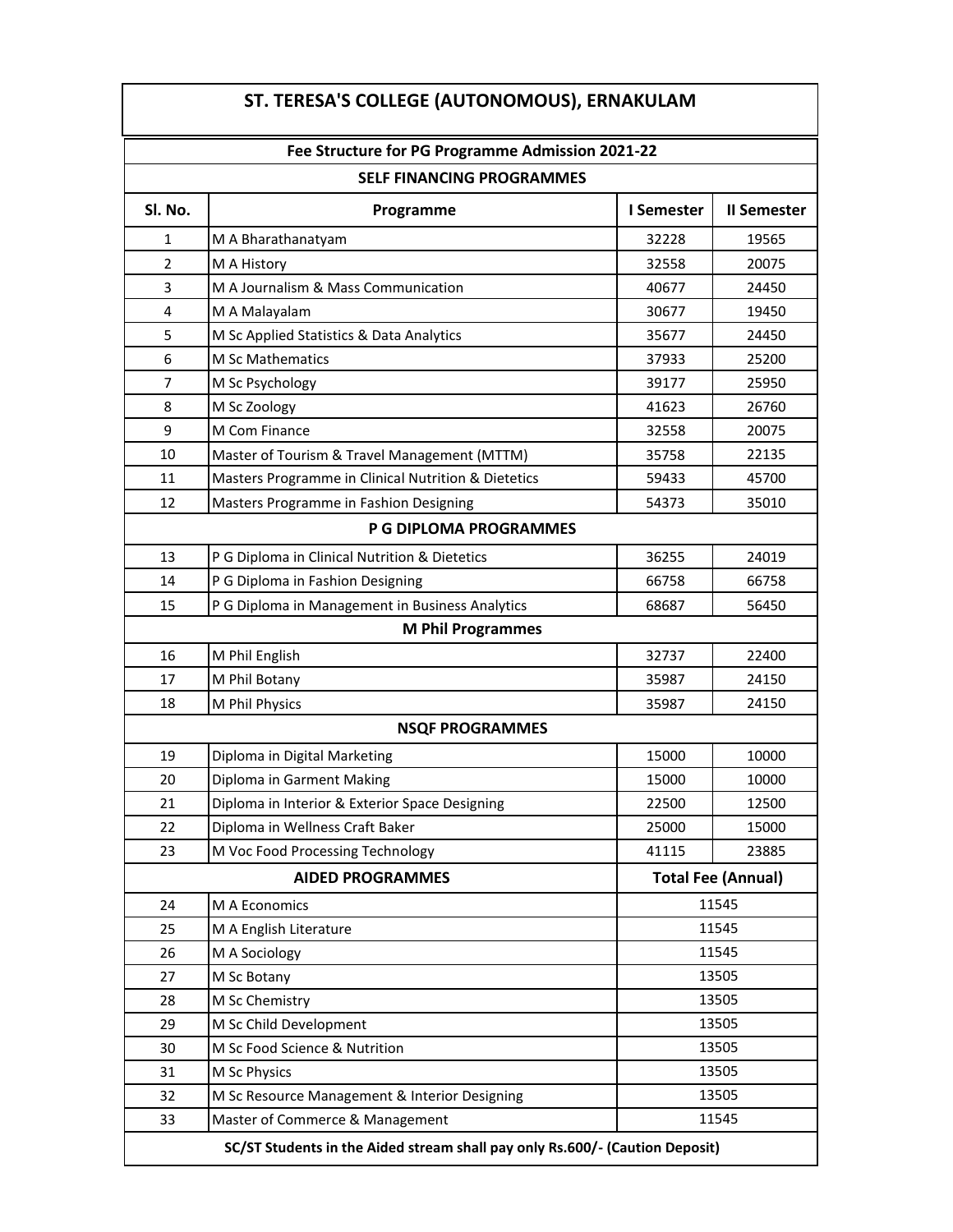# ST. TERESA'S COLLEGE (AUTONOMOUS), ERNAKULAM

| Fee Structure for PG Programme Admission 2021-22 | | | |
|---|---|---|---|
| **SELF FINANCING PROGRAMMES** | | | |
| **Sl. No.** | **Programme** | **I Semester** | **II Semester** |
| 1 | M A Bharathanatyam | 32228 | 19565 |
| 2 | M A History | 32558 | 20075 |
| 3 | M A Journalism & Mass Communication | 40677 | 24450 |
| 4 | M A Malayalam | 30677 | 19450 |
| 5 | M Sc Applied Statistics & Data Analytics | 35677 | 24450 |
| 6 | M Sc Mathematics | 37933 | 25200 |
| 7 | M Sc Psychology | 39177 | 25950 |
| 8 | M Sc Zoology | 41623 | 26760 |
| 9 | M Com Finance | 32558 | 20075 |
| 10 | Master of Tourism & Travel Management (MTTM) | 35758 | 22135 |
| 11 | Masters Programme in Clinical Nutrition & Dietetics | 59433 | 45700 |
| 12 | Masters Programme in Fashion Designing | 54373 | 35010 |
| **P G DIPLOMA PROGRAMMES** | | | |
| 13 | P G Diploma in Clinical Nutrition & Dietetics | 36255 | 24019 |
| 14 | P G Diploma in Fashion Designing | 66758 | 66758 |
| 15 | P G Diploma in Management in Business Analytics | 68687 | 56450 |
| **M Phil Programmes** | | | |
| 16 | M Phil English | 32737 | 22400 |
| 17 | M Phil Botany | 35987 | 24150 |
| 18 | M Phil Physics | 35987 | 24150 |
| **NSQF PROGRAMMES** | | | |
| 19 | Diploma in Digital Marketing | 15000 | 10000 |
| 20 | Diploma in Garment Making | 15000 | 10000 |
| 21 | Diploma in Interior & Exterior Space Designing | 22500 | 12500 |
| 22 | Diploma in Wellness Craft Baker | 25000 | 15000 |
| 23 | M Voc Food Processing Technology | 41115 | 23885 |
| **AIDED PROGRAMMES** | | **Total Fee (Annual)** | |
| 24 | M A Economics | 11545 | |
| 25 | M A English Literature | 11545 | |
| 26 | M A Sociology | 11545 | |
| 27 | M Sc Botany | 13505 | |
| 28 | M Sc Chemistry | 13505 | |
| 29 | M Sc Child Development | 13505 | |
| 30 | M Sc Food Science & Nutrition | 13505 | |
| 31 | M Sc Physics | 13505 | |
| 32 | M Sc Resource Management & Interior Designing | 13505 | |
| 33 | Master of Commerce & Management | 11545 | |
| **SC/ST Students in the Aided stream shall pay only Rs.600/- (Caution Deposit)** | | | |